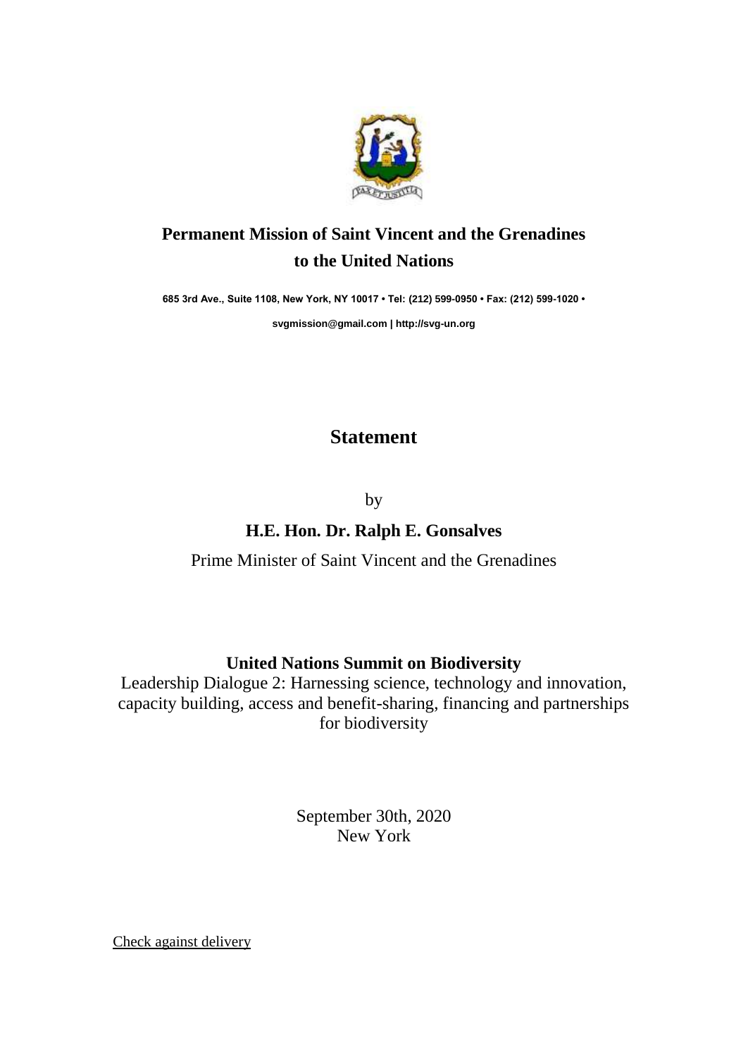## Permanent Mission of Saint Vincent and the Grenadines to the United Nations

**685 3rd Ave., Suite 1108, New York, NY 10017 • Tel: (212) 599-0950 • Fax: (212) 599-1020 •**

**svgmission@gmail.com | http://svg-un.org**

# Statement

by

### H.E. Hon. Dr. Ralph E. Gonsalves

Prime Minister of Saint Vincent and the Grenadines

**United Nations Summit on Biodiversity**

Leadership Dialogue 2: Harnessing science, technology and innovation, capacity building, access and benefit-sharing, financing and partnerships for biodiversity

September 30th, 2020
New York

Check against delivery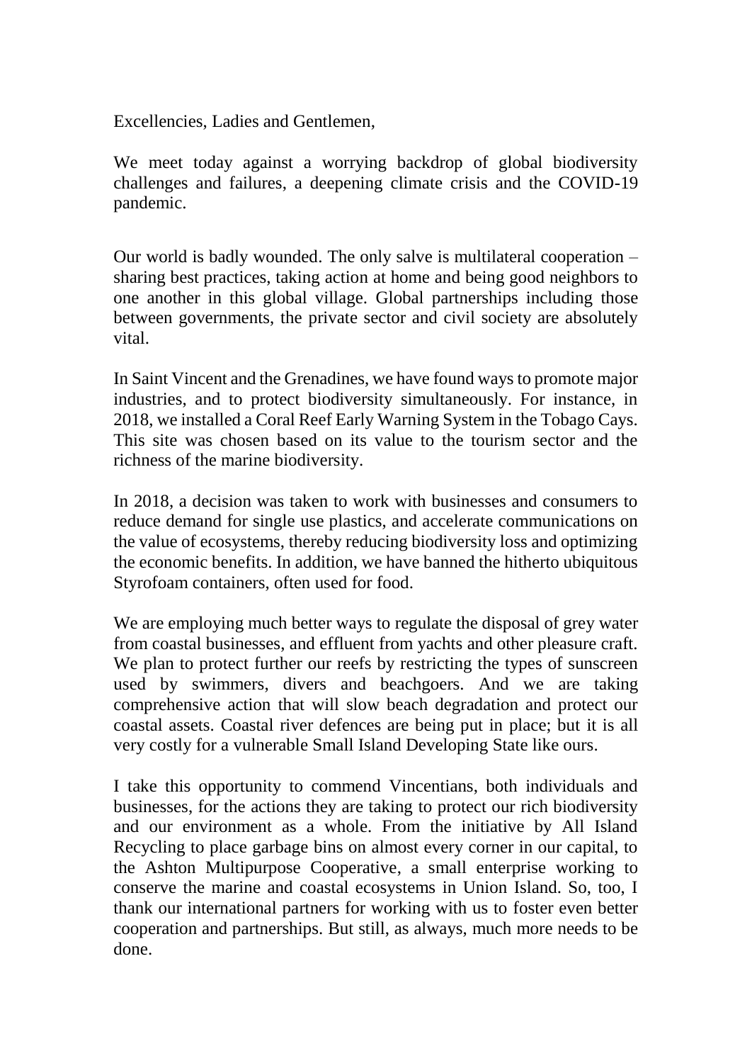Excellencies, Ladies and Gentlemen,

We meet today against a worrying backdrop of global biodiversity challenges and failures, a deepening climate crisis and the COVID-19 pandemic.

Our world is badly wounded. The only salve is multilateral cooperation – sharing best practices, taking action at home and being good neighbors to one another in this global village. Global partnerships including those between governments, the private sector and civil society are absolutely vital.

In Saint Vincent and the Grenadines, we have found ways to promote major industries, and to protect biodiversity simultaneously. For instance, in 2018, we installed a Coral Reef Early Warning System in the Tobago Cays. This site was chosen based on its value to the tourism sector and the richness of the marine biodiversity.

In 2018, a decision was taken to work with businesses and consumers to reduce demand for single use plastics, and accelerate communications on the value of ecosystems, thereby reducing biodiversity loss and optimizing the economic benefits. In addition, we have banned the hitherto ubiquitous Styrofoam containers, often used for food.

We are employing much better ways to regulate the disposal of grey water from coastal businesses, and effluent from yachts and other pleasure craft. We plan to protect further our reefs by restricting the types of sunscreen used by swimmers, divers and beachgoers. And we are taking comprehensive action that will slow beach degradation and protect our coastal assets. Coastal river defences are being put in place; but it is all very costly for a vulnerable Small Island Developing State like ours.

I take this opportunity to commend Vincentians, both individuals and businesses, for the actions they are taking to protect our rich biodiversity and our environment as a whole. From the initiative by All Island Recycling to place garbage bins on almost every corner in our capital, to the Ashton Multipurpose Cooperative, a small enterprise working to conserve the marine and coastal ecosystems in Union Island. So, too, I thank our international partners for working with us to foster even better cooperation and partnerships. But still, as always, much more needs to be done.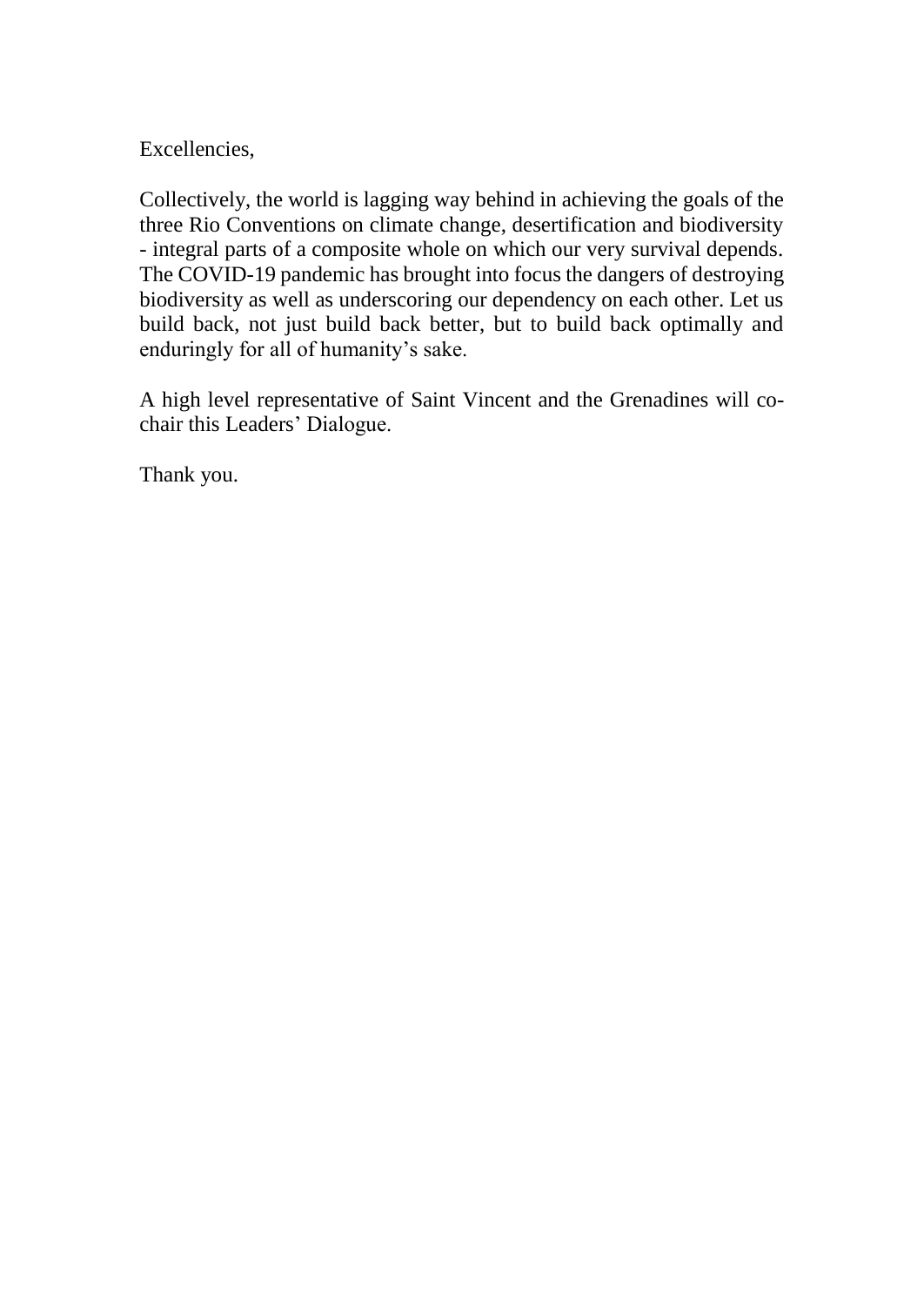Excellencies,

Collectively, the world is lagging way behind in achieving the goals of the three Rio Conventions on climate change, desertification and biodiversity - integral parts of a composite whole on which our very survival depends. The COVID-19 pandemic has brought into focus the dangers of destroying biodiversity as well as underscoring our dependency on each other. Let us build back, not just build back better, but to build back optimally and enduringly for all of humanity's sake.

A high level representative of Saint Vincent and the Grenadines will co-chair this Leaders' Dialogue.

Thank you.